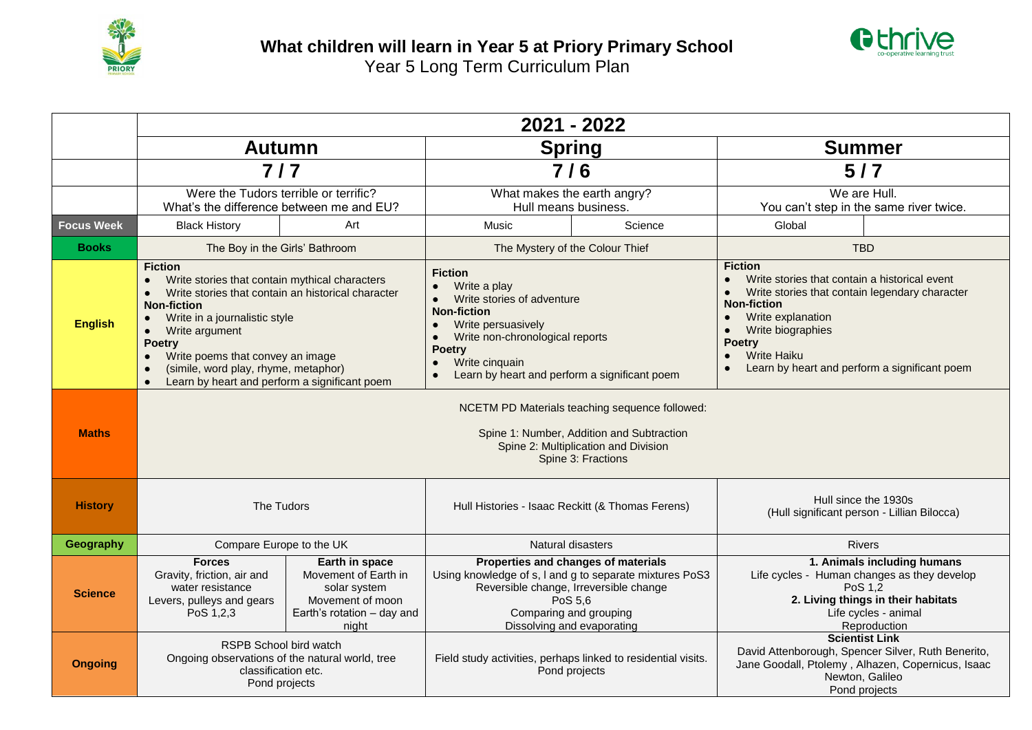# What children will learn in Year 5 at Priory Primary School

Year 5 Long Term Curriculum Plan

| | 2021 - 2022 | | | | | |
|---|---|---|---|---|---|---|
| | **Autumn** | | **Spring** | | **Summer** | |
| | **7 / 7** | | **7 / 6** | | **5 / 7** | |
| | Were the Tudors terrible or terrific?<br>What's the difference between me and EU? | | What makes the earth angry?<br>Hull means business. | | We are Hull.<br>You can't step in the same river twice. | |
| **Focus Week** | Black History | Art | Music | Science | Global | |
| **Books** | The Boy in the Girls' Bathroom | | The Mystery of the Colour Thief | | TBD | |
| **English** | **Fiction**<br>• Write stories that contain mythical characters<br>• Write stories that contain an historical character<br>**Non-fiction**<br>• Write in a journalistic style<br>• Write argument<br>**Poetry**<br>• Write poems that convey an image<br>• (simile, word play, rhyme, metaphor)<br>• Learn by heart and perform a significant poem | | **Fiction**<br>• Write a play<br>• Write stories of adventure<br>**Non-fiction**<br>• Write persuasively<br>• Write non-chronological reports<br>**Poetry**<br>• Write cinquain<br>• Learn by heart and perform a significant poem | | **Fiction**<br>• Write stories that contain a historical event<br>• Write stories that contain legendary character<br>**Non-fiction**<br>• Write explanation<br>• Write biographies<br>**Poetry**<br>• Write Haiku<br>• Learn by heart and perform a significant poem | |
| **Maths** | NCETM PD Materials teaching sequence followed:<br><br>Spine 1: Number, Addition and Subtraction<br>Spine 2: Multiplication and Division<br>Spine 3: Fractions | | | | | |
| **History** | The Tudors | | Hull Histories - Isaac Reckitt (& Thomas Ferens) | | Hull since the 1930s<br>(Hull significant person - Lillian Bilocca) | |
| **Geography** | Compare Europe to the UK | | Natural disasters | | Rivers | |
| **Science** | **Forces**<br>Gravity, friction, air and water resistance<br>Levers, pulleys and gears<br>PoS 1,2,3 | **Earth in space**<br>Movement of Earth in solar system<br>Movement of moon<br>Earth's rotation – day and night | **Properties and changes of materials**<br>Using knowledge of s, l and g to separate mixtures PoS3<br>Reversible change, Irreversible change<br>PoS 5,6<br>Comparing and grouping<br>Dissolving and evaporating | | **1. Animals including humans**<br>Life cycles - Human changes as they develop<br>PoS 1,2<br>**2. Living things in their habitats**<br>Life cycles - animal<br>Reproduction | |
| **Ongoing** | RSPB School bird watch<br>Ongoing observations of the natural world, tree classification etc.<br>Pond projects | | Field study activities, perhaps linked to residential visits.<br>Pond projects | | **Scientist Link**<br>David Attenborough, Spencer Silver, Ruth Benerito, Jane Goodall, Ptolemy , Alhazen, Copernicus, Isaac Newton, Galileo<br>Pond projects | |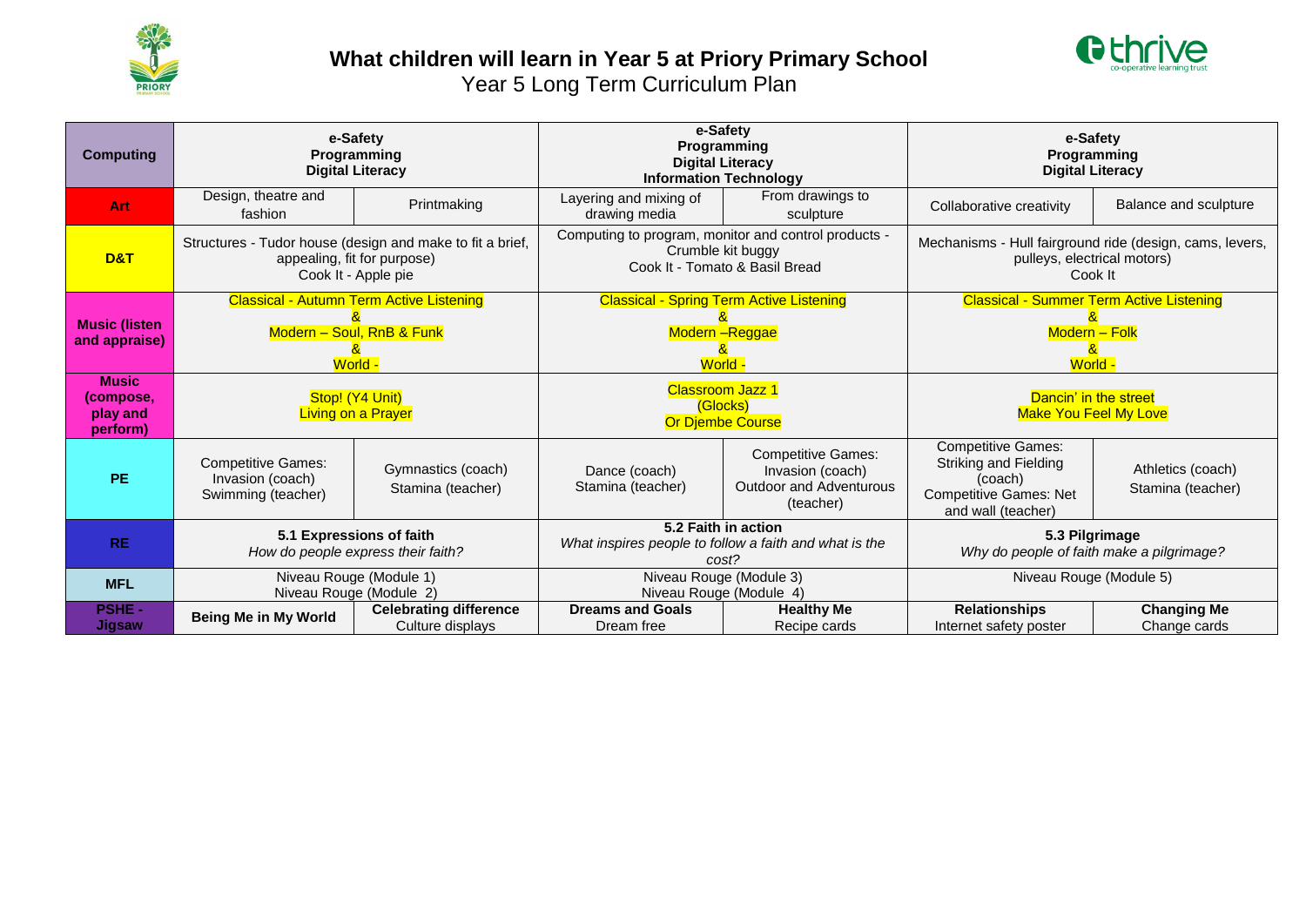# What children will learn in Year 5 at Priory Primary School

## Year 5 Long Term Curriculum Plan

| | | | | | | |
|---|---|---|---|---|---|---|
| **Computing** | **e-Safety Programming Digital Literacy** | | **e-Safety Programming Digital Literacy Information Technology** | | **e-Safety Programming Digital Literacy** | |
| **Art** | Design, theatre and fashion | Printmaking | Layering and mixing of drawing media | From drawings to sculpture | Collaborative creativity | Balance and sculpture |
| **D&T** | Structures - Tudor house (design and make to fit a brief, appealing, fit for purpose) Cook It - Apple pie | | Computing to program, monitor and control products - Crumble kit buggy Cook It - Tomato & Basil Bread | | Mechanisms - Hull fairground ride (design, cams, levers, pulleys, electrical motors) Cook It | |
| **Music (listen and appraise)** | Classical - Autumn Term Active Listening & Modern – Soul, RnB & Funk & World - | | Classical - Spring Term Active Listening & Modern –Reggae & World - | | Classical - Summer Term Active Listening & Modern – Folk & World - | |
| **Music (compose, play and perform)** | Stop! (Y4 Unit) Living on a Prayer | | Classroom Jazz 1 (Glocks) Or Djembe Course | | Dancin' in the street Make You Feel My Love | |
| **PE** | Competitive Games: Invasion (coach) Swimming (teacher) | Gymnastics (coach) Stamina (teacher) | Dance (coach) Stamina (teacher) | Competitive Games: Invasion (coach) Outdoor and Adventurous (teacher) | Competitive Games: Striking and Fielding (coach) Competitive Games: Net and wall (teacher) | Athletics (coach) Stamina (teacher) |
| **RE** | **5.1 Expressions of faith** *How do people express their faith?* | | **5.2 Faith in action** *What inspires people to follow a faith and what is the cost?* | | **5.3 Pilgrimage** *Why do people of faith make a pilgrimage?* | |
| **MFL** | Niveau Rouge (Module 1) Niveau Rouge (Module 2) | | Niveau Rouge (Module 3) Niveau Rouge (Module 4) | | Niveau Rouge (Module 5) | |
| **PSHE - Jigsaw** | **Being Me in My World** | **Celebrating difference** Culture displays | **Dreams and Goals** Dream free | **Healthy Me** Recipe cards | **Relationships** Internet safety poster | **Changing Me** Change cards |